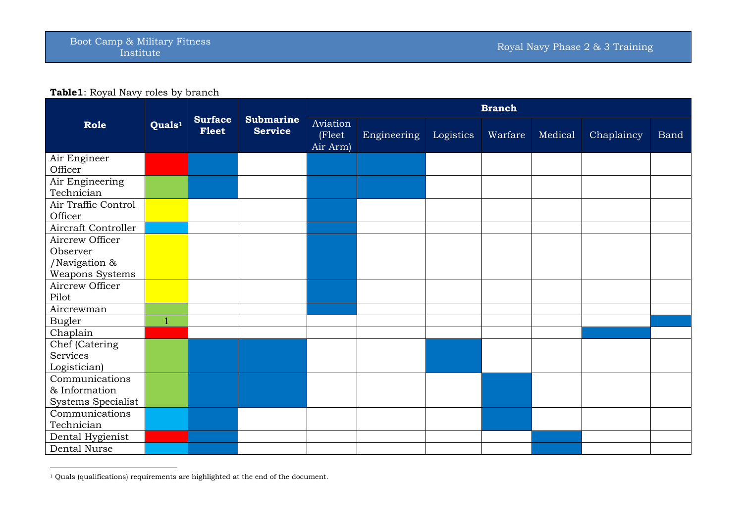**Table1**: Royal Navy roles by branch

| Role | Quals[1] | Surface Fleet | Submarine Service | Branch | | | | | | |
|---|---|---|---|---|---|---|---|---|---|---|
| | | | | Aviation (Fleet Air Arm) | Engineering | Logistics | Warfare | Medical | Chaplaincy | Band |
| Air Engineer Officer | (red) | ■ | | ■ | ■ | | | | | |
| Air Engineering Technician | (green) | ■ | | ■ | ■ | | | | | |
| Air Traffic Control Officer | (yellow) | | | ■ | | | | | | |
| Aircraft Controller | (light blue) | | | ■ | | | | | | |
| Aircrew Officer Observer /Navigation & Weapons Systems | (yellow) | | | ■ | | | | | | |
| Aircrew Officer Pilot | (yellow) | | | ■ | | | | | | |
| Aircrewman | (green) | | | ■ | | | | | | |
| Bugler | 1 (green) | | | | | | | | | ■ |
| Chaplain | (red) | | | | | | | | ■ | |
| Chef (Catering Services Logistician) | (green) | ■ | ■ | | | ■ | | | | |
| Communications & Information Systems Specialist | (green) | ■ | ■ | | | | ■ | | | |
| Communications Technician | (light blue) | ■ | | | | | ■ | | | |
| Dental Hygienist | (red) | ■ | | | | | | ■ | | |
| Dental Nurse | (light blue) | ■ | | | | | | ■ | | |

[1] Quals (qualifications) requirements are highlighted at the end of the document.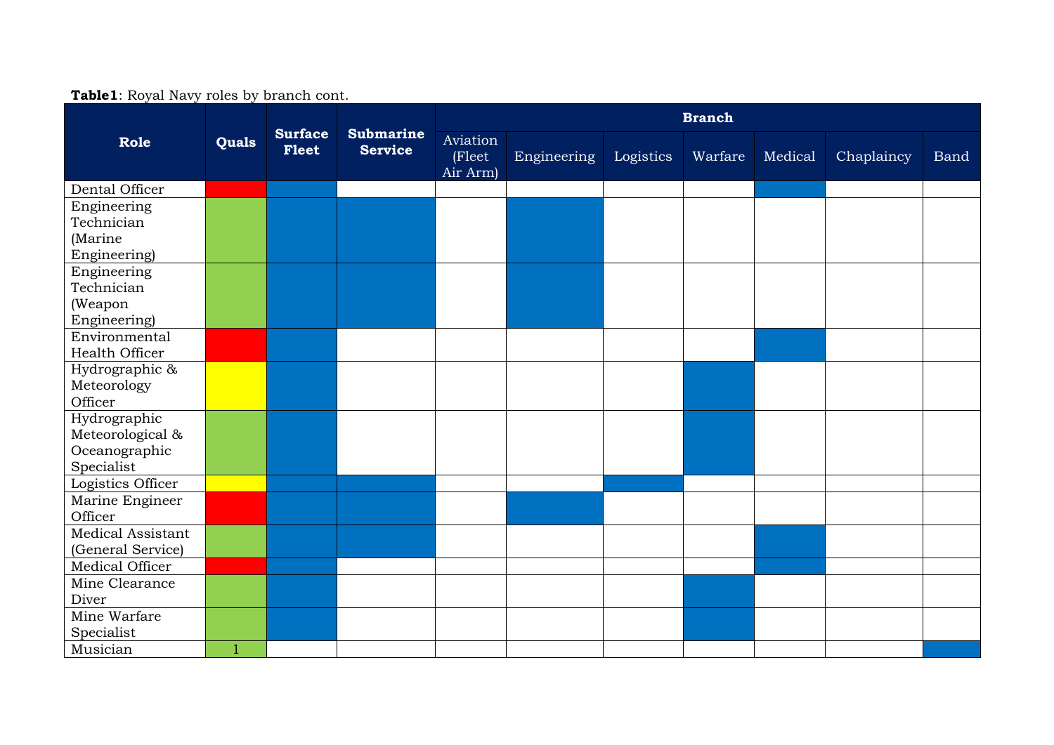**Table1**: Royal Navy roles by branch cont.

| Role | Quals | Surface Fleet | Submarine Service | Branch | | | | | | |
|---|---|---|---|---|---|---|---|---|---|---|
| | | | | Aviation (Fleet Air Arm) | Engineering | Logistics | Warfare | Medical | Chaplaincy | Band |
| Dental Officer | Red | ■ | | | | | | ■ | | |
| Engineering Technician (Marine Engineering) | Green | ■ | ■ | | ■ | | | | | |
| Engineering Technician (Weapon Engineering) | Green | ■ | ■ | | ■ | | | | | |
| Environmental Health Officer | Red | ■ | | | | | | ■ | | |
| Hydrographic & Meteorology Officer | Yellow | ■ | | | | | ■ | | | |
| Hydrographic Meteorological & Oceanographic Specialist | Green | ■ | | | | | ■ | | | |
| Logistics Officer | Yellow | ■ | ■ | | | ■ | | | | |
| Marine Engineer Officer | Red | ■ | ■ | | ■ | | | | | |
| Medical Assistant (General Service) | Green | ■ | ■ | | | | | ■ | | |
| Medical Officer | Red | ■ | | | | | | ■ | | |
| Mine Clearance Diver | Green | ■ | | | | | ■ | | | |
| Mine Warfare Specialist | Green | ■ | | | | | ■ | | | |
| Musician | Green 1 | | | | | | | | | ■ |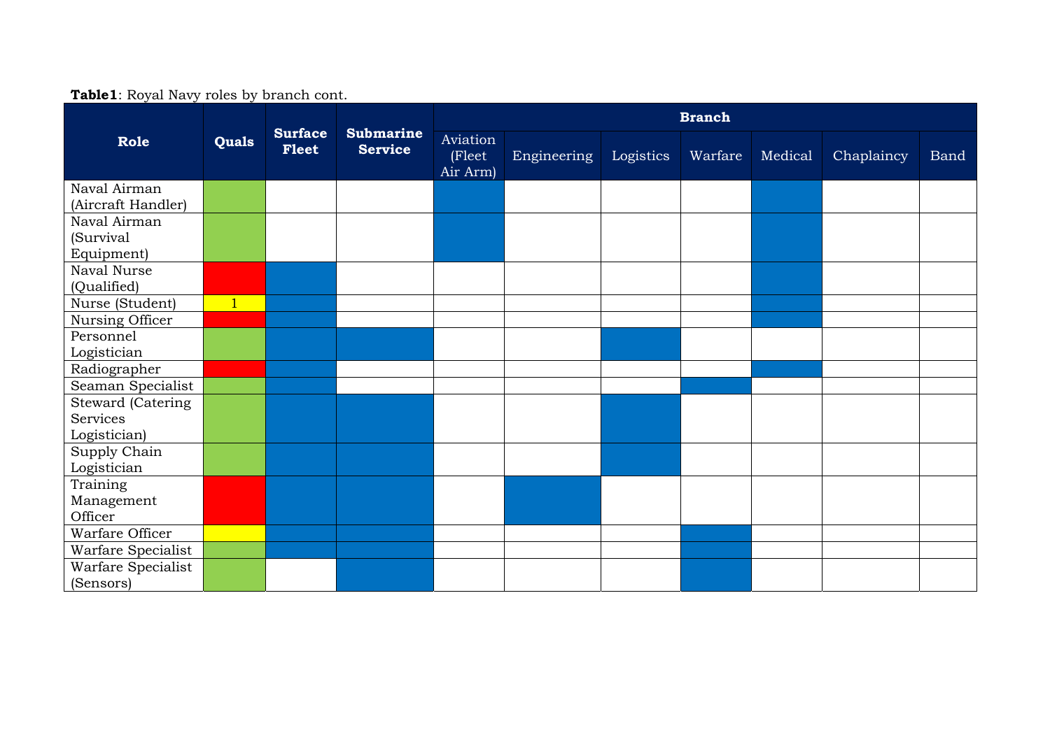**Table1**: Royal Navy roles by branch cont.

| Role | Quals | Surface Fleet | Submarine Service | Branch | | | | | | |
|---|---|---|---|---|---|---|---|---|---|---|
| | | | | Aviation (Fleet Air Arm) | Engineering | Logistics | Warfare | Medical | Chaplaincy | Band |
| Naval Airman (Aircraft Handler) | (green) | | | ■ | | | | ■ | | |
| Naval Airman (Survival Equipment) | (green) | | | ■ | | | | ■ | | |
| Naval Nurse (Qualified) | (red) | ■ | | | | | | ■ | | |
| Nurse (Student) | (yellow) 1 | ■ | | | | | | ■ | | |
| Nursing Officer | (red) | ■ | | | | | | ■ | | |
| Personnel Logistician | (green) | ■ | ■ | | | ■ | | | | |
| Radiographer | (red) | ■ | | | | | | ■ | | |
| Seaman Specialist | (green) | ■ | | | | | ■ | | | |
| Steward (Catering Services Logistician) | (green) | ■ | ■ | | | ■ | | | | |
| Supply Chain Logistician | (green) | ■ | ■ | | | ■ | | | | |
| Training Management Officer | (red) | ■ | ■ | | ■ | | | | | |
| Warfare Officer | (yellow) | ■ | ■ | | | | ■ | | | |
| Warfare Specialist | (green) | ■ | ■ | | | | ■ | | | |
| Warfare Specialist (Sensors) | (green) | | ■ | | | | ■ | | | |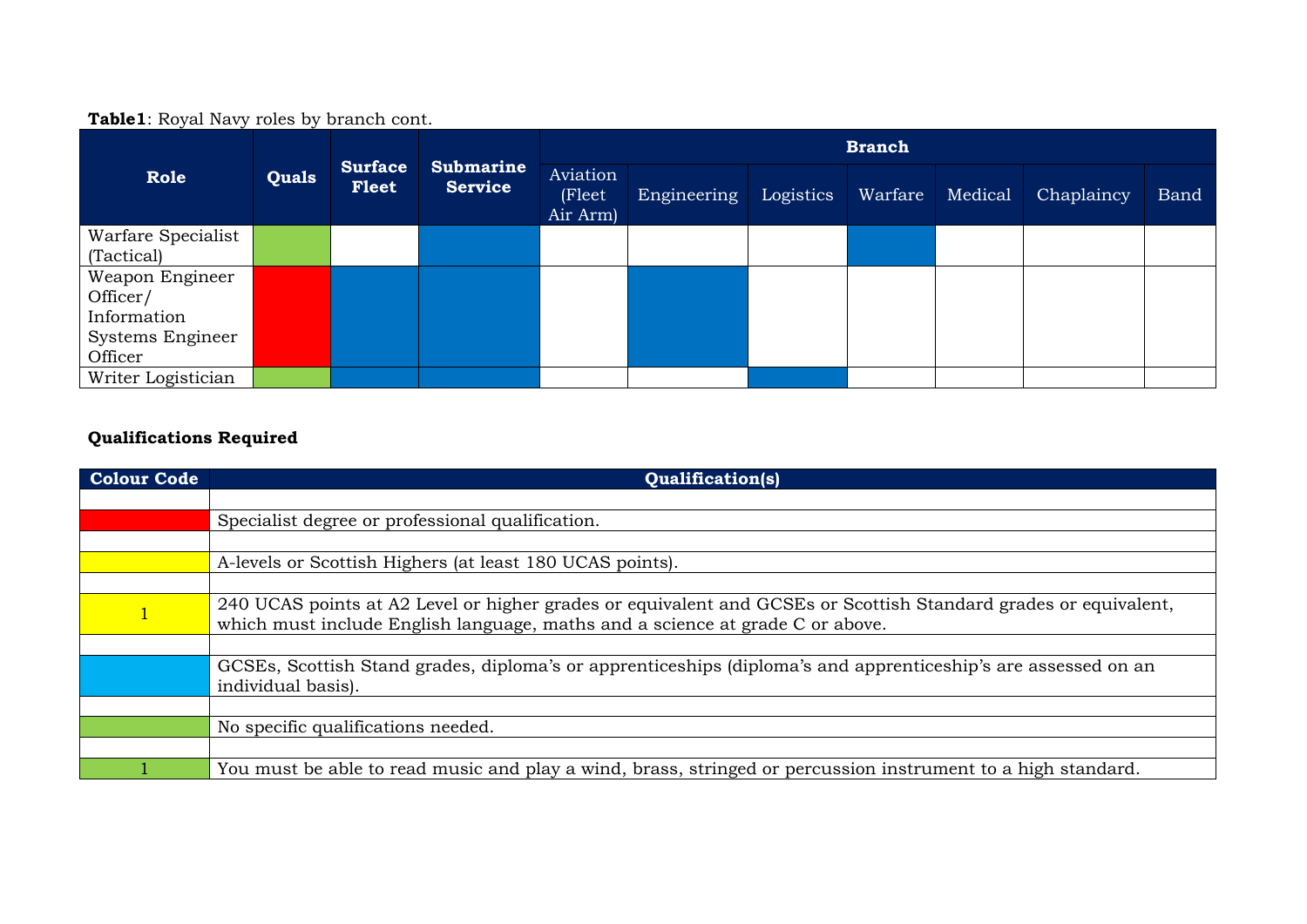**Table1**: Royal Navy roles by branch cont.

| Role | Quals | Surface Fleet | Submarine Service | Branch | | | | | | |
|---|---|---|---|---|---|---|---|---|---|---|
| | | | | Aviation (Fleet Air Arm) | Engineering | Logistics | Warfare | Medical | Chaplaincy | Band |
| Warfare Specialist (Tactical) | [Green] | | [Blue] | | | | [Blue] | | | |
| Weapon Engineer Officer/ Information Systems Engineer Officer | [Red] | [Blue] | [Blue] | | [Blue] | | | | | |
| Writer Logistician | [Green] | [Blue] | [Blue] | | | [Blue] | | | | |

**Qualifications Required**

| Colour Code | Qualification(s) |
|---|---|
| | |
| [Red] | Specialist degree or professional qualification. |
| | |
| [Yellow] | A-levels or Scottish Highers (at least 180 UCAS points). |
| | |
| [Yellow] 1 | 240 UCAS points at A2 Level or higher grades or equivalent and GCSEs or Scottish Standard grades or equivalent, which must include English language, maths and a science at grade C or above. |
| | |
| [Blue] | GCSEs, Scottish Stand grades, diploma's or apprenticeships (diploma's and apprenticeship's are assessed on an individual basis). |
| | |
| [Green] | No specific qualifications needed. |
| | |
| [Green] 1 | You must be able to read music and play a wind, brass, stringed or percussion instrument to a high standard. |